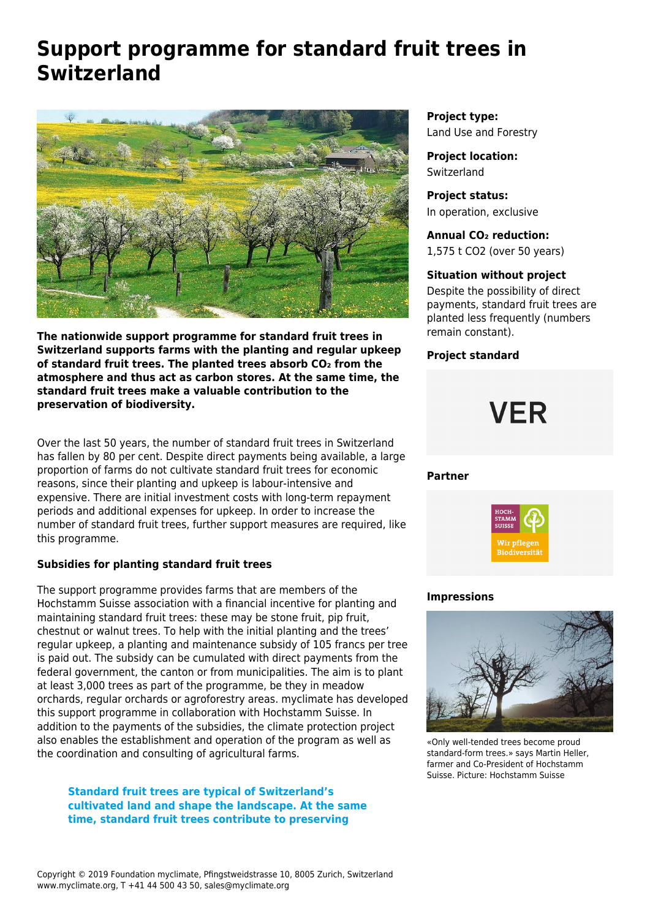# Support programme for standard fruit trees in Switzerland

**The nationwide support programme for standard fruit trees in Switzerland supports farms with the planting and regular upkeep of standard fruit trees. The planted trees absorb $CO_2$ from the atmosphere and thus act as carbon stores. At the same time, the standard fruit trees make a valuable contribution to the preservation of biodiversity.**

Over the last 50 years, the number of standard fruit trees in Switzerland has fallen by 80 per cent. Despite direct payments being available, a large proportion of farms do not cultivate standard fruit trees for economic reasons, since their planting and upkeep is labour-intensive and expensive. There are initial investment costs with long-term repayment periods and additional expenses for upkeep. In order to increase the number of standard fruit trees, further support measures are required, like this programme.

### Subsidies for planting standard fruit trees

The support programme provides farms that are members of the Hochstamm Suisse association with a financial incentive for planting and maintaining standard fruit trees: these may be stone fruit, pip fruit, chestnut or walnut trees. To help with the initial planting and the trees' regular upkeep, a planting and maintenance subsidy of 105 francs per tree is paid out. The subsidy can be cumulated with direct payments from the federal government, the canton or from municipalities. The aim is to plant at least 3,000 trees as part of the programme, be they in meadow orchards, regular orchards or agroforestry areas. myclimate has developed this support programme in collaboration with Hochstamm Suisse. In addition to the payments of the subsidies, the climate protection project also enables the establishment and operation of the program as well as the coordination and consulting of agricultural farms.

**Standard fruit trees are typical of Switzerland's cultivated land and shape the landscape. At the same time, standard fruit trees contribute to preserving**

**Project type:**
Land Use and Forestry

**Project location:**
Switzerland

**Project status:**
In operation, exclusive

**Annual $CO_2$ reduction:**
1,575 t CO2 (over 50 years)

**Situation without project**
Despite the possibility of direct payments, standard fruit trees are planted less frequently (numbers remain constant).

**Project standard**

VER

**Partner**

HOCH-STAMM SUISSE
Wir pflegen Biodiversität

**Impressions**

«Only well-tended trees become proud standard-form trees.» says Martin Heller, farmer and Co-President of Hochstamm Suisse. Picture: Hochstamm Suisse

Copyright © 2019 Foundation myclimate, Pfingstweidstrasse 10, 8005 Zurich, Switzerland
www.myclimate.org, T +41 44 500 43 50, sales@myclimate.org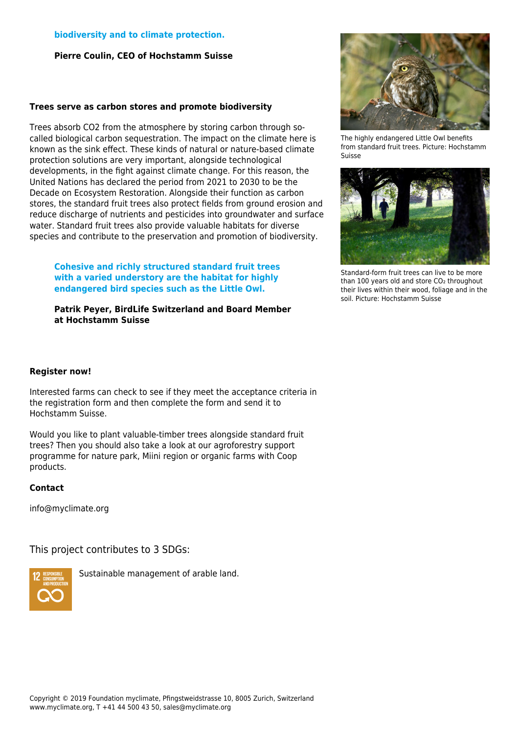**biodiversity and to climate protection.**

**Pierre Coulin, CEO of Hochstamm Suisse**

**Trees serve as carbon stores and promote biodiversity**

Trees absorb CO2 from the atmosphere by storing carbon through so-called biological carbon sequestration. The impact on the climate here is known as the sink effect. These kinds of natural or nature-based climate protection solutions are very important, alongside technological developments, in the fight against climate change. For this reason, the United Nations has declared the period from 2021 to 2030 to be the Decade on Ecosystem Restoration. Alongside their function as carbon stores, the standard fruit trees also protect fields from ground erosion and reduce discharge of nutrients and pesticides into groundwater and surface water. Standard fruit trees also provide valuable habitats for diverse species and contribute to the preservation and promotion of biodiversity.

**Cohesive and richly structured standard fruit trees with a varied understory are the habitat for highly endangered bird species such as the Little Owl.**

**Patrik Peyer, BirdLife Switzerland and Board Member at Hochstamm Suisse**

The highly endangered Little Owl benefits from standard fruit trees. Picture: Hochstamm Suisse

Standard-form fruit trees can live to be more than 100 years old and store $CO_2$ throughout their lives within their wood, foliage and in the soil. Picture: Hochstamm Suisse

**Register now!**

Interested farms can check to see if they meet the acceptance criteria in the registration form and then complete the form and send it to Hochstamm Suisse.

Would you like to plant valuable-timber trees alongside standard fruit trees? Then you should also take a look at our agroforestry support programme for nature park, Miini region or organic farms with Coop products.

**Contact**

info@myclimate.org

This project contributes to 3 SDGs:

12 RESPONSIBLE CONSUMPTION AND PRODUCTION

Sustainable management of arable land.

Copyright © 2019 Foundation myclimate, Pfingstweidstrasse 10, 8005 Zurich, Switzerland
www.myclimate.org, T +41 44 500 43 50, sales@myclimate.org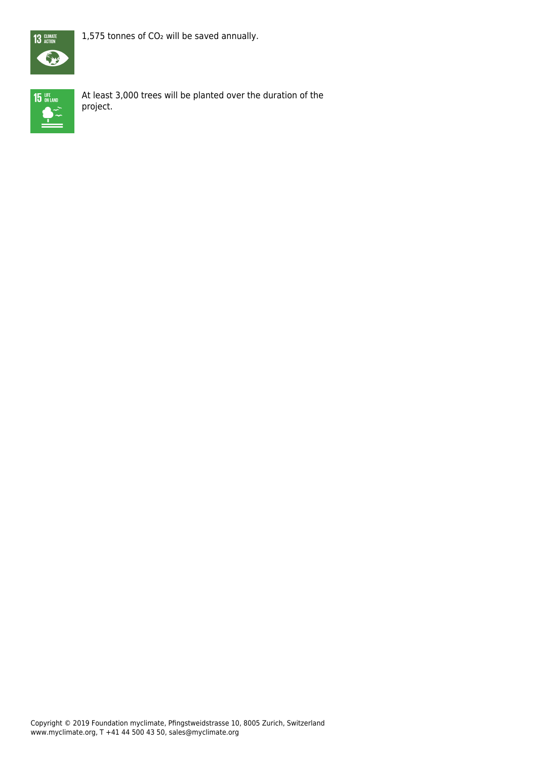13 CLIMATE ACTION

1,575 tonnes of $CO_2$ will be saved annually.

15 LIFE ON LAND

At least 3,000 trees will be planted over the duration of the project.

Copyright © 2019 Foundation myclimate, Pfingstweidstrasse 10, 8005 Zurich, Switzerland
www.myclimate.org, T +41 44 500 43 50, sales@myclimate.org